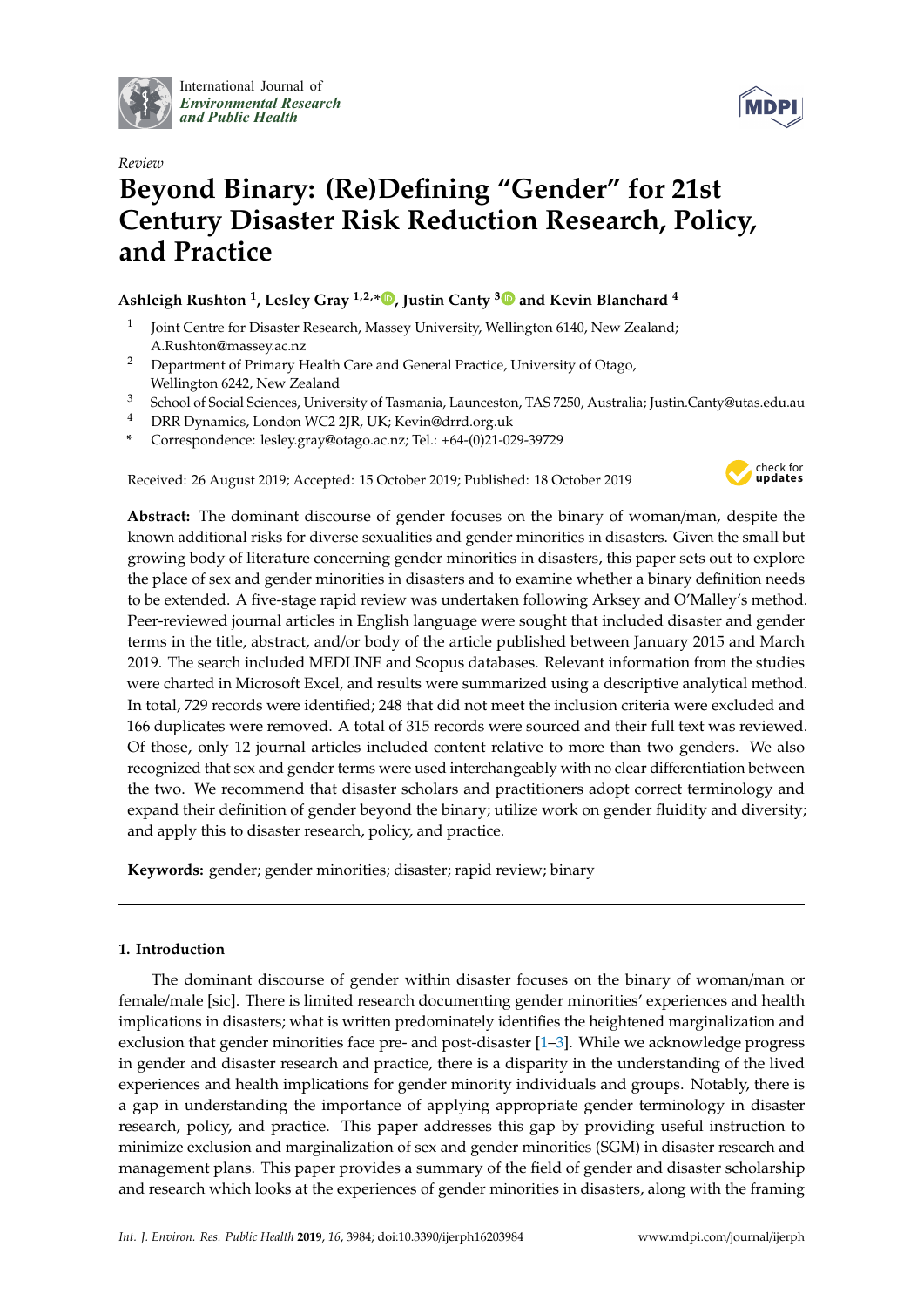International Journal of *Environmental Research and Public Health*

*Review*

# Beyond Binary: (Re)Defining "Gender" for 21st Century Disaster Risk Reduction Research, Policy, and Practice

**Ashleigh Rushton [1], Lesley Gray [1,2,*], Justin Canty [3] and Kevin Blanchard [4]**

1 Joint Centre for Disaster Research, Massey University, Wellington 6140, New Zealand; A.Rushton@massey.ac.nz
2 Department of Primary Health Care and General Practice, University of Otago, Wellington 6242, New Zealand
3 School of Social Sciences, University of Tasmania, Launceston, TAS 7250, Australia; Justin.Canty@utas.edu.au
4 DRR Dynamics, London WC2 2JR, UK; Kevin@drrd.org.uk
* Correspondence: lesley.gray@otago.ac.nz; Tel.: +64-(0)21-029-39729

Received: 26 August 2019; Accepted: 15 October 2019; Published: 18 October 2019

**Abstract:** The dominant discourse of gender focuses on the binary of woman/man, despite the known additional risks for diverse sexualities and gender minorities in disasters. Given the small but growing body of literature concerning gender minorities in disasters, this paper sets out to explore the place of sex and gender minorities in disasters and to examine whether a binary definition needs to be extended. A five-stage rapid review was undertaken following Arksey and O'Malley's method. Peer-reviewed journal articles in English language were sought that included disaster and gender terms in the title, abstract, and/or body of the article published between January 2015 and March 2019. The search included MEDLINE and Scopus databases. Relevant information from the studies were charted in Microsoft Excel, and results were summarized using a descriptive analytical method. In total, 729 records were identified; 248 that did not meet the inclusion criteria were excluded and 166 duplicates were removed. A total of 315 records were sourced and their full text was reviewed. Of those, only 12 journal articles included content relative to more than two genders. We also recognized that sex and gender terms were used interchangeably with no clear differentiation between the two. We recommend that disaster scholars and practitioners adopt correct terminology and expand their definition of gender beyond the binary; utilize work on gender fluidity and diversity; and apply this to disaster research, policy, and practice.

**Keywords:** gender; gender minorities; disaster; rapid review; binary

## 1. Introduction

The dominant discourse of gender within disaster focuses on the binary of woman/man or female/male [sic]. There is limited research documenting gender minorities' experiences and health implications in disasters; what is written predominately identifies the heightened marginalization and exclusion that gender minorities face pre- and post-disaster [1–3]. While we acknowledge progress in gender and disaster research and practice, there is a disparity in the understanding of the lived experiences and health implications for gender minority individuals and groups. Notably, there is a gap in understanding the importance of applying appropriate gender terminology in disaster research, policy, and practice. This paper addresses this gap by providing useful instruction to minimize exclusion and marginalization of sex and gender minorities (SGM) in disaster research and management plans. This paper provides a summary of the field of gender and disaster scholarship and research which looks at the experiences of gender minorities in disasters, along with the framing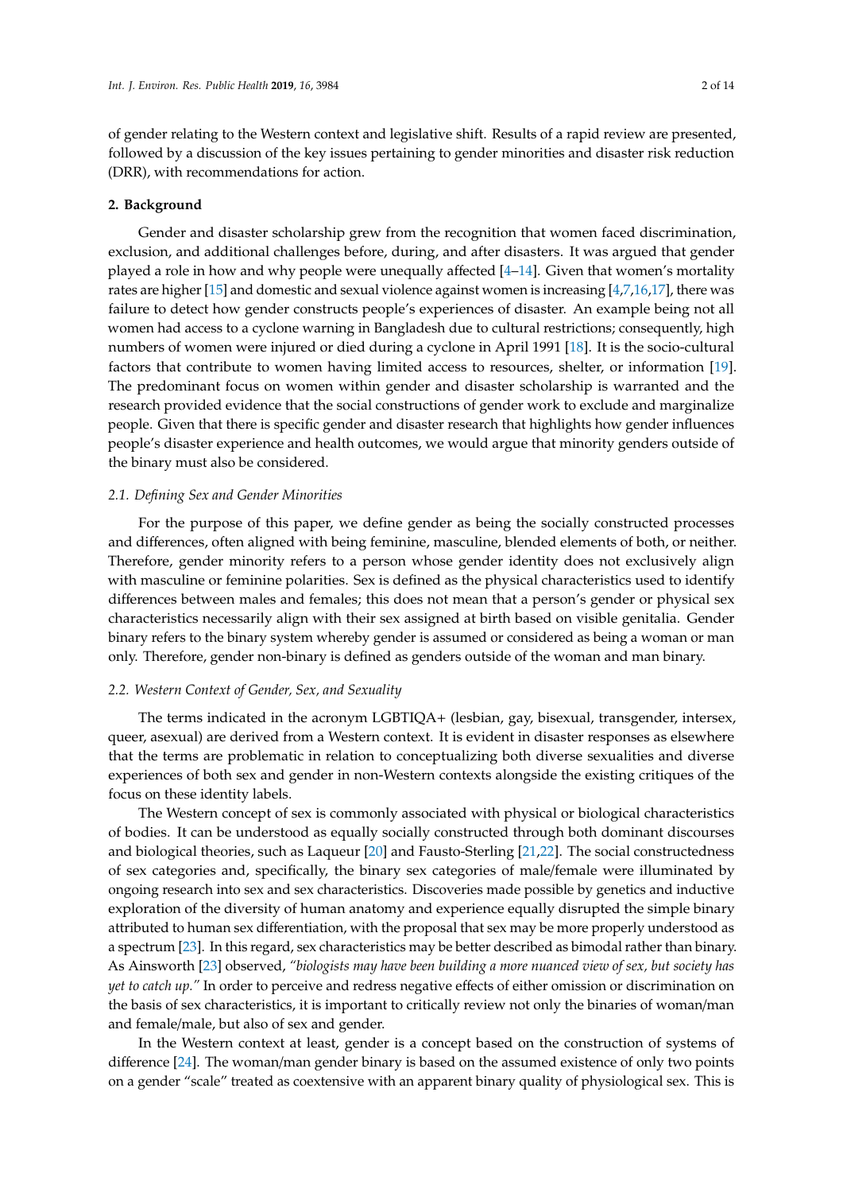of gender relating to the Western context and legislative shift. Results of a rapid review are presented, followed by a discussion of the key issues pertaining to gender minorities and disaster risk reduction (DRR), with recommendations for action.

## 2. Background

Gender and disaster scholarship grew from the recognition that women faced discrimination, exclusion, and additional challenges before, during, and after disasters. It was argued that gender played a role in how and why people were unequally affected [4–14]. Given that women's mortality rates are higher [15] and domestic and sexual violence against women is increasing [4,7,16,17], there was failure to detect how gender constructs people's experiences of disaster. An example being not all women had access to a cyclone warning in Bangladesh due to cultural restrictions; consequently, high numbers of women were injured or died during a cyclone in April 1991 [18]. It is the socio-cultural factors that contribute to women having limited access to resources, shelter, or information [19]. The predominant focus on women within gender and disaster scholarship is warranted and the research provided evidence that the social constructions of gender work to exclude and marginalize people. Given that there is specific gender and disaster research that highlights how gender influences people's disaster experience and health outcomes, we would argue that minority genders outside of the binary must also be considered.

### *2.1. Defining Sex and Gender Minorities*

For the purpose of this paper, we define gender as being the socially constructed processes and differences, often aligned with being feminine, masculine, blended elements of both, or neither. Therefore, gender minority refers to a person whose gender identity does not exclusively align with masculine or feminine polarities. Sex is defined as the physical characteristics used to identify differences between males and females; this does not mean that a person's gender or physical sex characteristics necessarily align with their sex assigned at birth based on visible genitalia. Gender binary refers to the binary system whereby gender is assumed or considered as being a woman or man only. Therefore, gender non-binary is defined as genders outside of the woman and man binary.

### *2.2. Western Context of Gender, Sex, and Sexuality*

The terms indicated in the acronym LGBTIQA+ (lesbian, gay, bisexual, transgender, intersex, queer, asexual) are derived from a Western context. It is evident in disaster responses as elsewhere that the terms are problematic in relation to conceptualizing both diverse sexualities and diverse experiences of both sex and gender in non-Western contexts alongside the existing critiques of the focus on these identity labels.

The Western concept of sex is commonly associated with physical or biological characteristics of bodies. It can be understood as equally socially constructed through both dominant discourses and biological theories, such as Laqueur [20] and Fausto-Sterling [21,22]. The social constructedness of sex categories and, specifically, the binary sex categories of male/female were illuminated by ongoing research into sex and sex characteristics. Discoveries made possible by genetics and inductive exploration of the diversity of human anatomy and experience equally disrupted the simple binary attributed to human sex differentiation, with the proposal that sex may be more properly understood as a spectrum [23]. In this regard, sex characteristics may be better described as bimodal rather than binary. As Ainsworth [23] observed, *"biologists may have been building a more nuanced view of sex, but society has yet to catch up."* In order to perceive and redress negative effects of either omission or discrimination on the basis of sex characteristics, it is important to critically review not only the binaries of woman/man and female/male, but also of sex and gender.

In the Western context at least, gender is a concept based on the construction of systems of difference [24]. The woman/man gender binary is based on the assumed existence of only two points on a gender "scale" treated as coextensive with an apparent binary quality of physiological sex. This is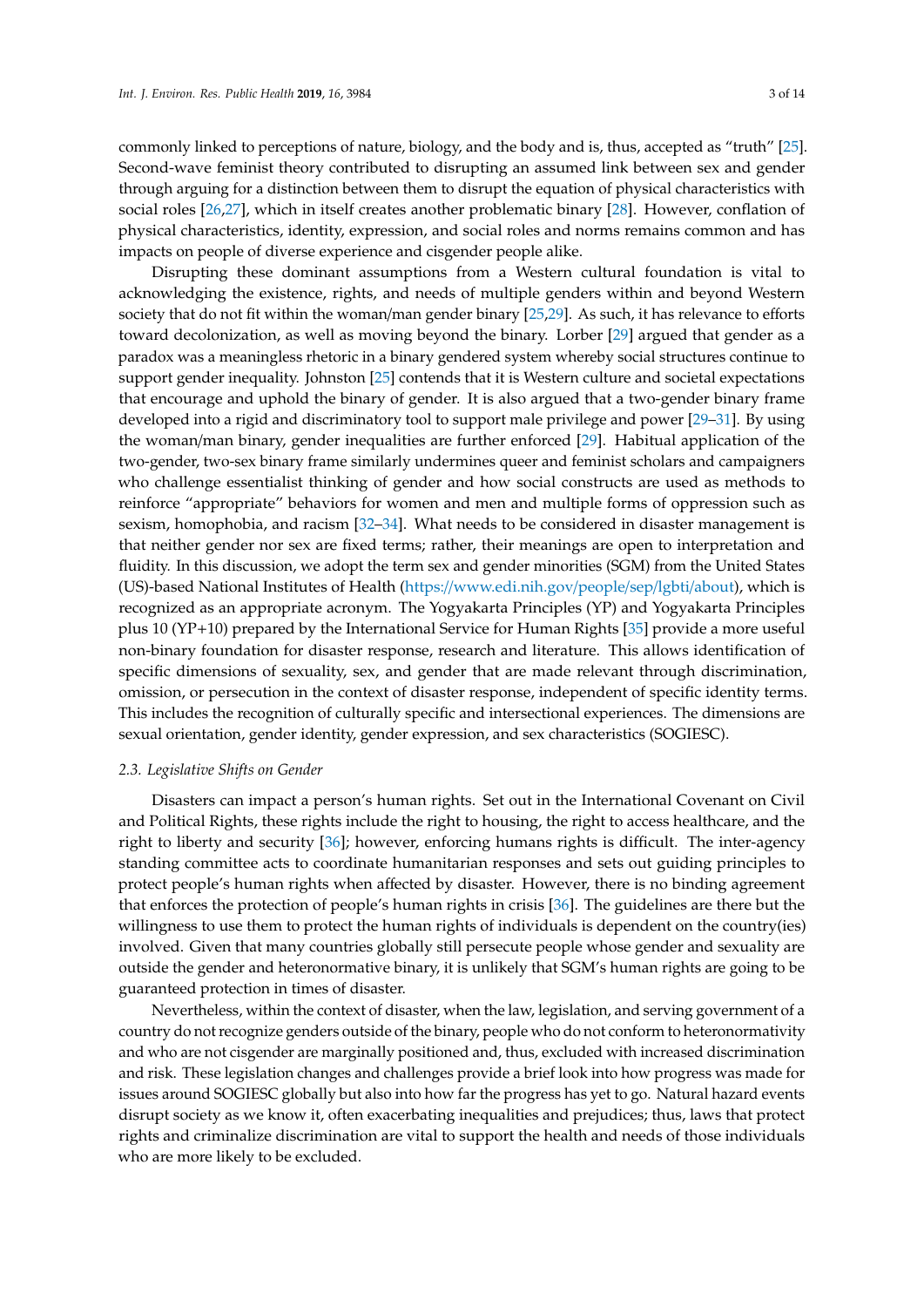commonly linked to perceptions of nature, biology, and the body and is, thus, accepted as "truth" [25]. Second-wave feminist theory contributed to disrupting an assumed link between sex and gender through arguing for a distinction between them to disrupt the equation of physical characteristics with social roles [26,27], which in itself creates another problematic binary [28]. However, conflation of physical characteristics, identity, expression, and social roles and norms remains common and has impacts on people of diverse experience and cisgender people alike.

Disrupting these dominant assumptions from a Western cultural foundation is vital to acknowledging the existence, rights, and needs of multiple genders within and beyond Western society that do not fit within the woman/man gender binary [25,29]. As such, it has relevance to efforts toward decolonization, as well as moving beyond the binary. Lorber [29] argued that gender as a paradox was a meaningless rhetoric in a binary gendered system whereby social structures continue to support gender inequality. Johnston [25] contends that it is Western culture and societal expectations that encourage and uphold the binary of gender. It is also argued that a two-gender binary frame developed into a rigid and discriminatory tool to support male privilege and power [29–31]. By using the woman/man binary, gender inequalities are further enforced [29]. Habitual application of the two-gender, two-sex binary frame similarly undermines queer and feminist scholars and campaigners who challenge essentialist thinking of gender and how social constructs are used as methods to reinforce "appropriate" behaviors for women and men and multiple forms of oppression such as sexism, homophobia, and racism [32–34]. What needs to be considered in disaster management is that neither gender nor sex are fixed terms; rather, their meanings are open to interpretation and fluidity. In this discussion, we adopt the term sex and gender minorities (SGM) from the United States (US)-based National Institutes of Health (https://www.edi.nih.gov/people/sep/lgbti/about), which is recognized as an appropriate acronym. The Yogyakarta Principles (YP) and Yogyakarta Principles plus 10 (YP+10) prepared by the International Service for Human Rights [35] provide a more useful non-binary foundation for disaster response, research and literature. This allows identification of specific dimensions of sexuality, sex, and gender that are made relevant through discrimination, omission, or persecution in the context of disaster response, independent of specific identity terms. This includes the recognition of culturally specific and intersectional experiences. The dimensions are sexual orientation, gender identity, gender expression, and sex characteristics (SOGIESC).

### 2.3. Legislative Shifts on Gender

Disasters can impact a person's human rights. Set out in the International Covenant on Civil and Political Rights, these rights include the right to housing, the right to access healthcare, and the right to liberty and security [36]; however, enforcing humans rights is difficult. The inter-agency standing committee acts to coordinate humanitarian responses and sets out guiding principles to protect people's human rights when affected by disaster. However, there is no binding agreement that enforces the protection of people's human rights in crisis [36]. The guidelines are there but the willingness to use them to protect the human rights of individuals is dependent on the country(ies) involved. Given that many countries globally still persecute people whose gender and sexuality are outside the gender and heteronormative binary, it is unlikely that SGM's human rights are going to be guaranteed protection in times of disaster.

Nevertheless, within the context of disaster, when the law, legislation, and serving government of a country do not recognize genders outside of the binary, people who do not conform to heteronormativity and who are not cisgender are marginally positioned and, thus, excluded with increased discrimination and risk. These legislation changes and challenges provide a brief look into how progress was made for issues around SOGIESC globally but also into how far the progress has yet to go. Natural hazard events disrupt society as we know it, often exacerbating inequalities and prejudices; thus, laws that protect rights and criminalize discrimination are vital to support the health and needs of those individuals who are more likely to be excluded.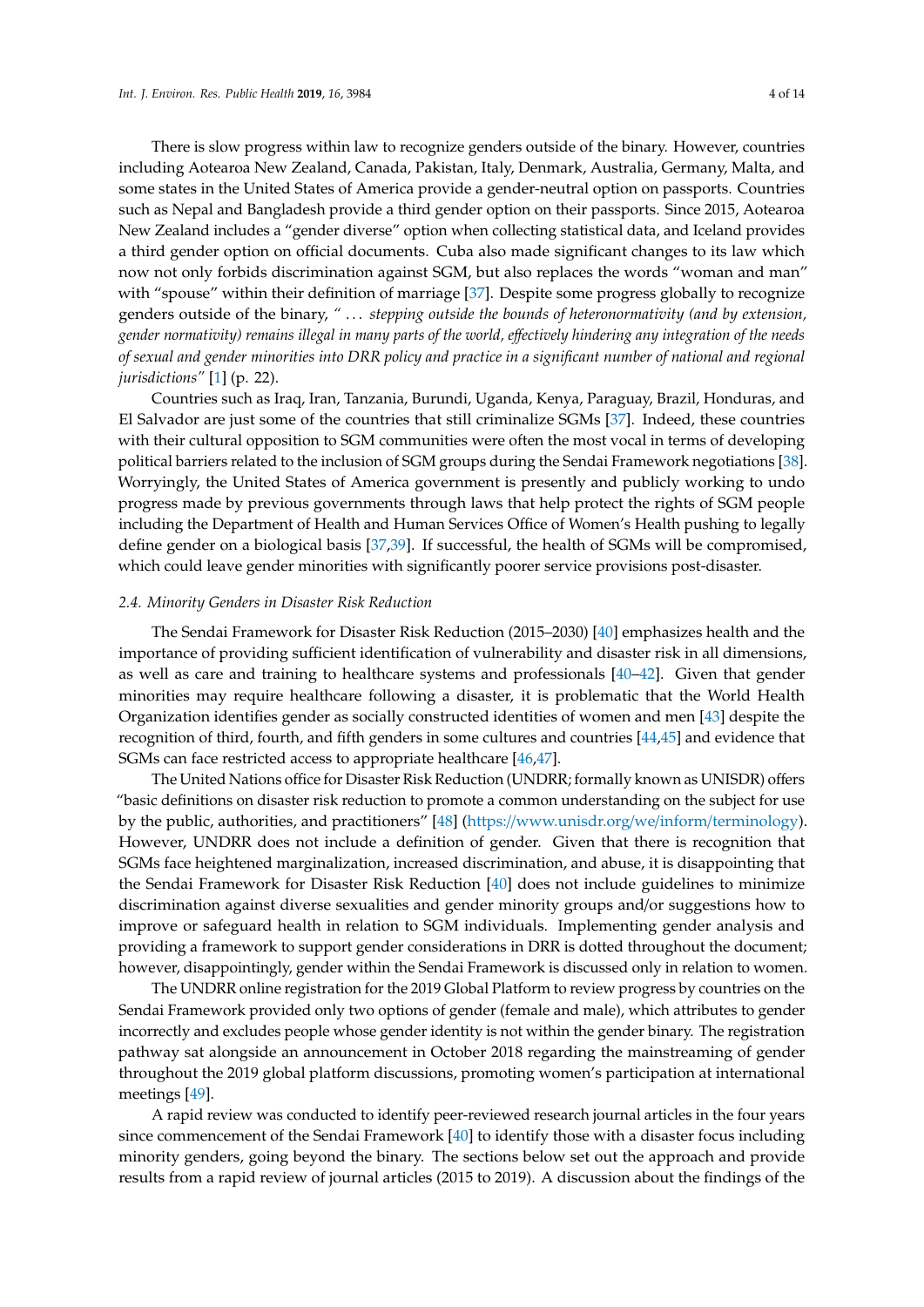There is slow progress within law to recognize genders outside of the binary. However, countries including Aotearoa New Zealand, Canada, Pakistan, Italy, Denmark, Australia, Germany, Malta, and some states in the United States of America provide a gender-neutral option on passports. Countries such as Nepal and Bangladesh provide a third gender option on their passports. Since 2015, Aotearoa New Zealand includes a "gender diverse" option when collecting statistical data, and Iceland provides a third gender option on official documents. Cuba also made significant changes to its law which now not only forbids discrimination against SGM, but also replaces the words "woman and man" with "spouse" within their definition of marriage [37]. Despite some progress globally to recognize genders outside of the binary, *" ... stepping outside the bounds of heteronormativity (and by extension, gender normativity) remains illegal in many parts of the world, effectively hindering any integration of the needs of sexual and gender minorities into DRR policy and practice in a significant number of national and regional jurisdictions"* [1] (p. 22).

Countries such as Iraq, Iran, Tanzania, Burundi, Uganda, Kenya, Paraguay, Brazil, Honduras, and El Salvador are just some of the countries that still criminalize SGMs [37]. Indeed, these countries with their cultural opposition to SGM communities were often the most vocal in terms of developing political barriers related to the inclusion of SGM groups during the Sendai Framework negotiations [38]. Worryingly, the United States of America government is presently and publicly working to undo progress made by previous governments through laws that help protect the rights of SGM people including the Department of Health and Human Services Office of Women's Health pushing to legally define gender on a biological basis [37,39]. If successful, the health of SGMs will be compromised, which could leave gender minorities with significantly poorer service provisions post-disaster.

### 2.4. Minority Genders in Disaster Risk Reduction

The Sendai Framework for Disaster Risk Reduction (2015–2030) [40] emphasizes health and the importance of providing sufficient identification of vulnerability and disaster risk in all dimensions, as well as care and training to healthcare systems and professionals [40–42]. Given that gender minorities may require healthcare following a disaster, it is problematic that the World Health Organization identifies gender as socially constructed identities of women and men [43] despite the recognition of third, fourth, and fifth genders in some cultures and countries [44,45] and evidence that SGMs can face restricted access to appropriate healthcare [46,47].

The United Nations office for Disaster Risk Reduction (UNDRR; formally known as UNISDR) offers "basic definitions on disaster risk reduction to promote a common understanding on the subject for use by the public, authorities, and practitioners" [48] (https://www.unisdr.org/we/inform/terminology). However, UNDRR does not include a definition of gender. Given that there is recognition that SGMs face heightened marginalization, increased discrimination, and abuse, it is disappointing that the Sendai Framework for Disaster Risk Reduction [40] does not include guidelines to minimize discrimination against diverse sexualities and gender minority groups and/or suggestions how to improve or safeguard health in relation to SGM individuals. Implementing gender analysis and providing a framework to support gender considerations in DRR is dotted throughout the document; however, disappointingly, gender within the Sendai Framework is discussed only in relation to women.

The UNDRR online registration for the 2019 Global Platform to review progress by countries on the Sendai Framework provided only two options of gender (female and male), which attributes to gender incorrectly and excludes people whose gender identity is not within the gender binary. The registration pathway sat alongside an announcement in October 2018 regarding the mainstreaming of gender throughout the 2019 global platform discussions, promoting women's participation at international meetings [49].

A rapid review was conducted to identify peer-reviewed research journal articles in the four years since commencement of the Sendai Framework [40] to identify those with a disaster focus including minority genders, going beyond the binary. The sections below set out the approach and provide results from a rapid review of journal articles (2015 to 2019). A discussion about the findings of the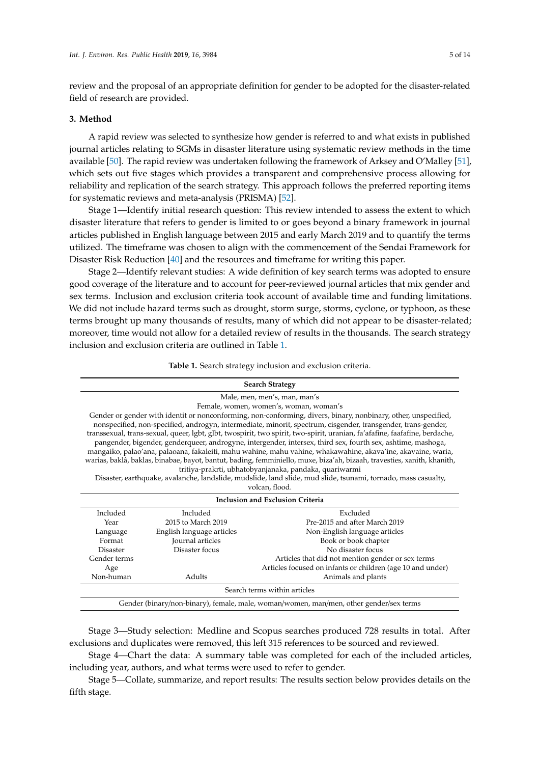review and the proposal of an appropriate definition for gender to be adopted for the disaster-related field of research are provided.

## 3. Method

A rapid review was selected to synthesize how gender is referred to and what exists in published journal articles relating to SGMs in disaster literature using systematic review methods in the time available [50]. The rapid review was undertaken following the framework of Arksey and O'Malley [51], which sets out five stages which provides a transparent and comprehensive process allowing for reliability and replication of the search strategy. This approach follows the preferred reporting items for systematic reviews and meta-analysis (PRISMA) [52].

Stage 1—Identify initial research question: This review intended to assess the extent to which disaster literature that refers to gender is limited to or goes beyond a binary framework in journal articles published in English language between 2015 and early March 2019 and to quantify the terms utilized. The timeframe was chosen to align with the commencement of the Sendai Framework for Disaster Risk Reduction [40] and the resources and timeframe for writing this paper.

Stage 2—Identify relevant studies: A wide definition of key search terms was adopted to ensure good coverage of the literature and to account for peer-reviewed journal articles that mix gender and sex terms. Inclusion and exclusion criteria took account of available time and funding limitations. We did not include hazard terms such as drought, storm surge, storms, cyclone, or typhoon, as these terms brought up many thousands of results, many of which did not appear to be disaster-related; moreover, time would not allow for a detailed review of results in the thousands. The search strategy inclusion and exclusion criteria are outlined in Table 1.

**Table 1.** Search strategy inclusion and exclusion criteria.

| **Search Strategy** | | |
|---|---|---|
| Male, men, men's, man, man's<br>Female, women, women's, woman, woman's<br>Gender or gender with identit or nonconforming, non-conforming, divers, binary, nonbinary, other, unspecified, nonspecified, non-specified, androgyn, intermediate, minorit, spectrum, cisgender, transgender, trans-gender, transsexual, trans-sexual, queer, lgbt, glbt, twospirit, two spirit, two-spirit, uranian, fa'afafine, faafafine, berdache, pangender, bigender, genderqueer, androgyne, intergender, intersex, third sex, fourth sex, ashtime, mashoga, mangaiko, palao'ana, palaoana, fakaleiti, mahu wahine, mahu vahine, whakawahine, akava'ine, akavaine, waria, warias, baklâ, baklas, binabae, bayot, bantut, bading, femminiello, muxe, biza'ah, bizaah, travesties, xanith, khanith, tritiya-prakrti, ubhatobyanjanaka, pandaka, quariwarmi<br>Disaster, earthquake, avalanche, landslide, mudslide, land slide, mud slide, tsunami, tornado, mass casualty, volcan, flood. | | |
| **Inclusion and Exclusion Criteria** | | |
| Included | Included | Excluded |
| Year | 2015 to March 2019 | Pre-2015 and after March 2019 |
| Language | English language articles | Non-English language articles |
| Format | Journal articles | Book or book chapter |
| Disaster | Disaster focus | No disaster focus |
| Gender terms | | Articles that did not mention gender or sex terms |
| Age | | Articles focused on infants or children (age 10 and under) |
| Non-human | Adults | Animals and plants |
| Search terms within articles | | |
| Gender (binary/non-binary), female, male, woman/women, man/men, other gender/sex terms | | |

Stage 3—Study selection: Medline and Scopus searches produced 728 results in total. After exclusions and duplicates were removed, this left 315 references to be sourced and reviewed.

Stage 4—Chart the data: A summary table was completed for each of the included articles, including year, authors, and what terms were used to refer to gender.

Stage 5—Collate, summarize, and report results: The results section below provides details on the fifth stage.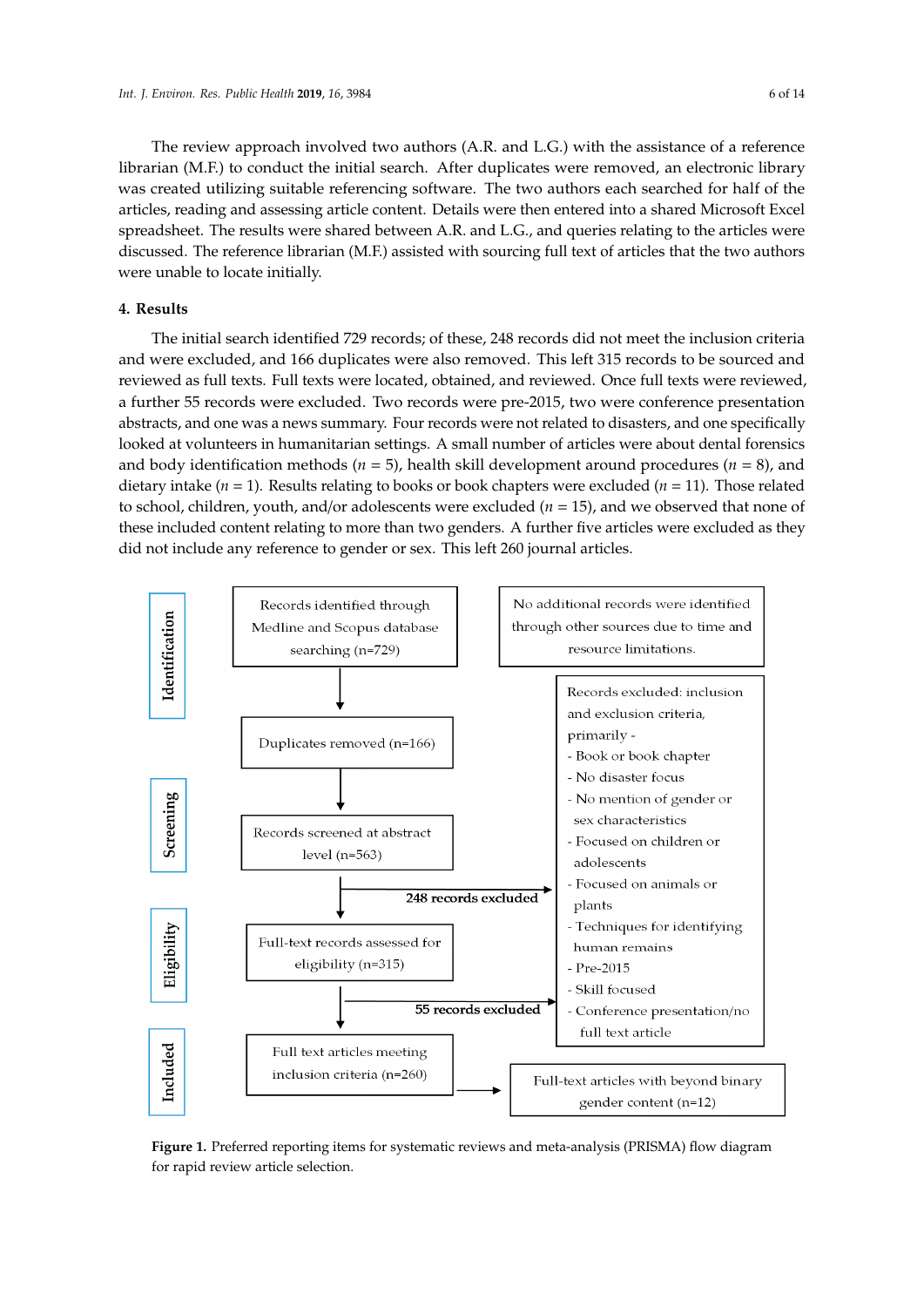The review approach involved two authors (A.R. and L.G.) with the assistance of a reference librarian (M.F.) to conduct the initial search. After duplicates were removed, an electronic library was created utilizing suitable referencing software. The two authors each searched for half of the articles, reading and assessing article content. Details were then entered into a shared Microsoft Excel spreadsheet. The results were shared between A.R. and L.G., and queries relating to the articles were discussed. The reference librarian (M.F.) assisted with sourcing full text of articles that the two authors were unable to locate initially.

## 4. Results

The initial search identified 729 records; of these, 248 records did not meet the inclusion criteria and were excluded, and 166 duplicates were also removed. This left 315 records to be sourced and reviewed as full texts. Full texts were located, obtained, and reviewed. Once full texts were reviewed, a further 55 records were excluded. Two records were pre-2015, two were conference presentation abstracts, and one was a news summary. Four records were not related to disasters, and one specifically looked at volunteers in humanitarian settings. A small number of articles were about dental forensics and body identification methods ($n$ = 5), health skill development around procedures ($n$ = 8), and dietary intake ($n$ = 1). Results relating to books or book chapters were excluded ($n$ = 11). Those related to school, children, youth, and/or adolescents were excluded ($n$ = 15), and we observed that none of these included content relating to more than two genders. A further five articles were excluded as they did not include any reference to gender or sex. This left 260 journal articles.

**Identification**

- Records identified through Medline and Scopus database searching (n=729)
- No additional records were identified through other sources due to time and resource limitations.

**Screening**

- Duplicates removed (n=166)
- Records screened at abstract level (n=563)
- 248 records excluded

**Eligibility**

- Full-text records assessed for eligibility (n=315)
- 55 records excluded

Records excluded: inclusion and exclusion criteria, primarily -
- Book or book chapter
- No disaster focus
- No mention of gender or sex characteristics
- Focused on children or adolescents
- Focused on animals or plants
- Techniques for identifying human remains
- Pre-2015
- Skill focused
- Conference presentation/no full text article

**Included**

- Full text articles meeting inclusion criteria (n=260)
- Full-text articles with beyond binary gender content (n=12)

**Figure 1.** Preferred reporting items for systematic reviews and meta-analysis (PRISMA) flow diagram for rapid review article selection.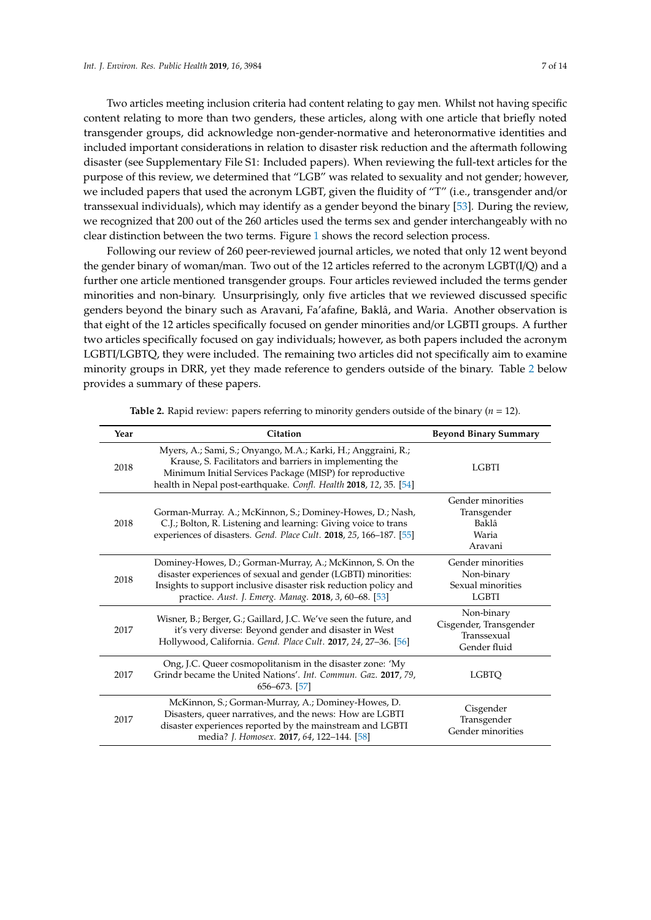Two articles meeting inclusion criteria had content relating to gay men. Whilst not having specific content relating to more than two genders, these articles, along with one article that briefly noted transgender groups, did acknowledge non-gender-normative and heteronormative identities and included important considerations in relation to disaster risk reduction and the aftermath following disaster (see Supplementary File S1: Included papers). When reviewing the full-text articles for the purpose of this review, we determined that "LGB" was related to sexuality and not gender; however, we included papers that used the acronym LGBT, given the fluidity of "T" (i.e., transgender and/or transsexual individuals), which may identify as a gender beyond the binary [53]. During the review, we recognized that 200 out of the 260 articles used the terms sex and gender interchangeably with no clear distinction between the two terms. Figure 1 shows the record selection process.

Following our review of 260 peer-reviewed journal articles, we noted that only 12 went beyond the gender binary of woman/man. Two out of the 12 articles referred to the acronym LGBT(I/Q) and a further one article mentioned transgender groups. Four articles reviewed included the terms gender minorities and non-binary. Unsurprisingly, only five articles that we reviewed discussed specific genders beyond the binary such as Aravani, Fa'afafine, Baklâ, and Waria. Another observation is that eight of the 12 articles specifically focused on gender minorities and/or LGBTI groups. A further two articles specifically focused on gay individuals; however, as both papers included the acronym LGBTI/LGBTQ, they were included. The remaining two articles did not specifically aim to examine minority groups in DRR, yet they made reference to genders outside of the binary. Table 2 below provides a summary of these papers.

**Table 2.** Rapid review: papers referring to minority genders outside of the binary ($n$ = 12).

| Year | Citation | Beyond Binary Summary |
|---|---|---|
| 2018 | Myers, A.; Sami, S.; Onyango, M.A.; Karki, H.; Anggraini, R.; Krause, S. Facilitators and barriers in implementing the Minimum Initial Services Package (MISP) for reproductive health in Nepal post-earthquake. *Confl. Health* **2018**, *12*, 35. [54] | LGBTI |
| 2018 | Gorman-Murray. A.; McKinnon, S.; Dominey-Howes, D.; Nash, C.J.; Bolton, R. Listening and learning: Giving voice to trans experiences of disasters. *Gend. Place Cult.* **2018**, *25*, 166–187. [55] | Gender minorities<br>Transgender<br>Baklâ<br>Waria<br>Aravani |
| 2018 | Dominey-Howes, D.; Gorman-Murray, A.; McKinnon, S. On the disaster experiences of sexual and gender (LGBTI) minorities: Insights to support inclusive disaster risk reduction policy and practice. *Aust. J. Emerg. Manag.* **2018**, *3*, 60–68. [53] | Gender minorities<br>Non-binary<br>Sexual minorities<br>LGBTI |
| 2017 | Wisner, B.; Berger, G.; Gaillard, J.C. We've seen the future, and it's very diverse: Beyond gender and disaster in West Hollywood, California. *Gend. Place Cult.* **2017**, *24*, 27–36. [56] | Non-binary<br>Cisgender, Transgender<br>Transsexual<br>Gender fluid |
| 2017 | Ong, J.C. Queer cosmopolitanism in the disaster zone: 'My Grindr became the United Nations'. *Int. Commun. Gaz.* **2017**, *79*, 656–673. [57] | LGBTQ |
| 2017 | McKinnon, S.; Gorman-Murray, A.; Dominey-Howes, D. Disasters, queer narratives, and the news: How are LGBTI disaster experiences reported by the mainstream and LGBTI media? *J. Homosex.* **2017**, *64*, 122–144. [58] | Cisgender<br>Transgender<br>Gender minorities |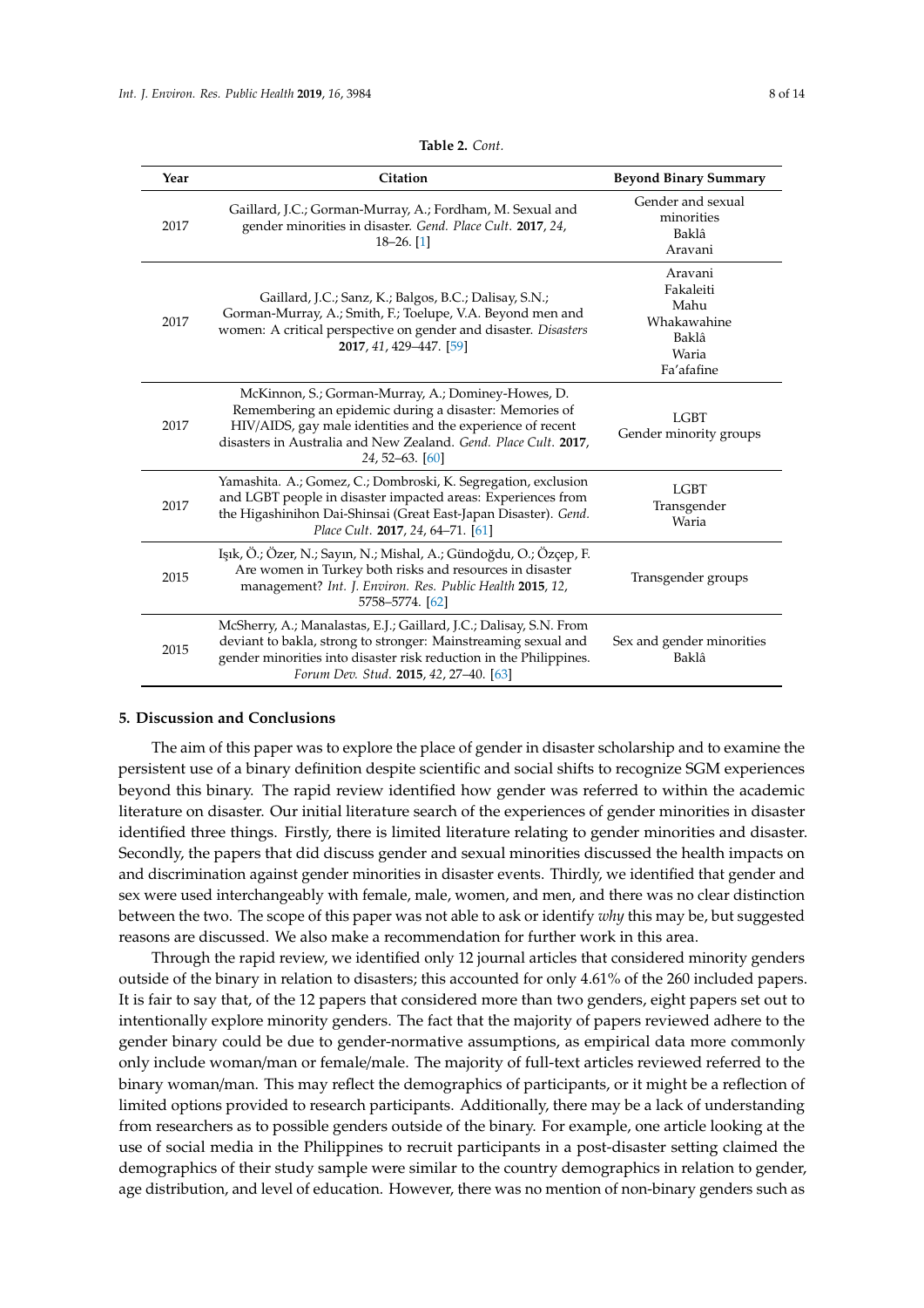**Table 2.** *Cont.*

| Year | Citation | Beyond Binary Summary |
|---|---|---|
| 2017 | Gaillard, J.C.; Gorman-Murray, A.; Fordham, M. Sexual and gender minorities in disaster. *Gend. Place Cult.* **2017**, *24*, 18–26. [1] | Gender and sexual minorities<br>Baklâ<br>Aravani |
| 2017 | Gaillard, J.C.; Sanz, K.; Balgos, B.C.; Dalisay, S.N.; Gorman-Murray, A.; Smith, F.; Toelupe, V.A. Beyond men and women: A critical perspective on gender and disaster. *Disasters* **2017**, *41*, 429–447. [59] | Aravani<br>Fakaleiti<br>Mahu<br>Whakawahine<br>Baklâ<br>Waria<br>Fa'afafine |
| 2017 | McKinnon, S.; Gorman-Murray, A.; Dominey-Howes, D. Remembering an epidemic during a disaster: Memories of HIV/AIDS, gay male identities and the experience of recent disasters in Australia and New Zealand. *Gend. Place Cult.* **2017**, *24*, 52–63. [60] | LGBT<br>Gender minority groups |
| 2017 | Yamashita. A.; Gomez, C.; Dombroski, K. Segregation, exclusion and LGBT people in disaster impacted areas: Experiences from the Higashinihon Dai-Shinsai (Great East-Japan Disaster). *Gend. Place Cult.* **2017**, *24*, 64–71. [61] | LGBT<br>Transgender<br>Waria |
| 2015 | Işık, Ö.; Özer, N.; Sayın, N.; Mishal, A.; Gündoğdu, O.; Özçep, F. Are women in Turkey both risks and resources in disaster management? *Int. J. Environ. Res. Public Health* **2015**, *12*, 5758–5774. [62] | Transgender groups |
| 2015 | McSherry, A.; Manalastas, E.J.; Gaillard, J.C.; Dalisay, S.N. From deviant to bakla, strong to stronger: Mainstreaming sexual and gender minorities into disaster risk reduction in the Philippines. *Forum Dev. Stud.* **2015**, *42*, 27–40. [63] | Sex and gender minorities<br>Baklâ |

## 5. Discussion and Conclusions

The aim of this paper was to explore the place of gender in disaster scholarship and to examine the persistent use of a binary definition despite scientific and social shifts to recognize SGM experiences beyond this binary. The rapid review identified how gender was referred to within the academic literature on disaster. Our initial literature search of the experiences of gender minorities in disaster identified three things. Firstly, there is limited literature relating to gender minorities and disaster. Secondly, the papers that did discuss gender and sexual minorities discussed the health impacts on and discrimination against gender minorities in disaster events. Thirdly, we identified that gender and sex were used interchangeably with female, male, women, and men, and there was no clear distinction between the two. The scope of this paper was not able to ask or identify *why* this may be, but suggested reasons are discussed. We also make a recommendation for further work in this area.

Through the rapid review, we identified only 12 journal articles that considered minority genders outside of the binary in relation to disasters; this accounted for only 4.61% of the 260 included papers. It is fair to say that, of the 12 papers that considered more than two genders, eight papers set out to intentionally explore minority genders. The fact that the majority of papers reviewed adhere to the gender binary could be due to gender-normative assumptions, as empirical data more commonly only include woman/man or female/male. The majority of full-text articles reviewed referred to the binary woman/man. This may reflect the demographics of participants, or it might be a reflection of limited options provided to research participants. Additionally, there may be a lack of understanding from researchers as to possible genders outside of the binary. For example, one article looking at the use of social media in the Philippines to recruit participants in a post-disaster setting claimed the demographics of their study sample were similar to the country demographics in relation to gender, age distribution, and level of education. However, there was no mention of non-binary genders such as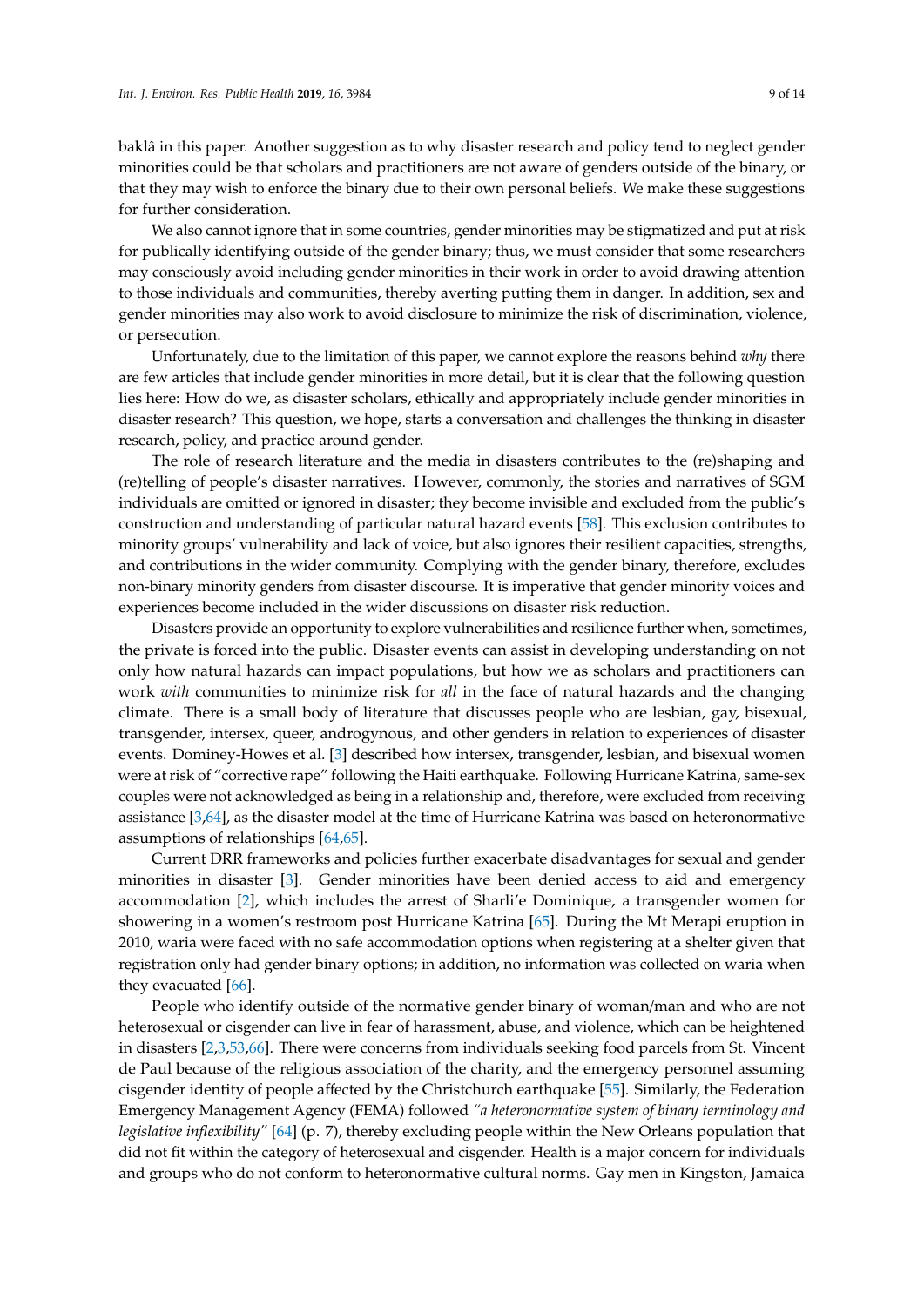baklâ in this paper. Another suggestion as to why disaster research and policy tend to neglect gender minorities could be that scholars and practitioners are not aware of genders outside of the binary, or that they may wish to enforce the binary due to their own personal beliefs. We make these suggestions for further consideration.

We also cannot ignore that in some countries, gender minorities may be stigmatized and put at risk for publically identifying outside of the gender binary; thus, we must consider that some researchers may consciously avoid including gender minorities in their work in order to avoid drawing attention to those individuals and communities, thereby averting putting them in danger. In addition, sex and gender minorities may also work to avoid disclosure to minimize the risk of discrimination, violence, or persecution.

Unfortunately, due to the limitation of this paper, we cannot explore the reasons behind *why* there are few articles that include gender minorities in more detail, but it is clear that the following question lies here: How do we, as disaster scholars, ethically and appropriately include gender minorities in disaster research? This question, we hope, starts a conversation and challenges the thinking in disaster research, policy, and practice around gender.

The role of research literature and the media in disasters contributes to the (re)shaping and (re)telling of people's disaster narratives. However, commonly, the stories and narratives of SGM individuals are omitted or ignored in disaster; they become invisible and excluded from the public's construction and understanding of particular natural hazard events [58]. This exclusion contributes to minority groups' vulnerability and lack of voice, but also ignores their resilient capacities, strengths, and contributions in the wider community. Complying with the gender binary, therefore, excludes non-binary minority genders from disaster discourse. It is imperative that gender minority voices and experiences become included in the wider discussions on disaster risk reduction.

Disasters provide an opportunity to explore vulnerabilities and resilience further when, sometimes, the private is forced into the public. Disaster events can assist in developing understanding on not only how natural hazards can impact populations, but how we as scholars and practitioners can work *with* communities to minimize risk for *all* in the face of natural hazards and the changing climate. There is a small body of literature that discusses people who are lesbian, gay, bisexual, transgender, intersex, queer, androgynous, and other genders in relation to experiences of disaster events. Dominey-Howes et al. [3] described how intersex, transgender, lesbian, and bisexual women were at risk of "corrective rape" following the Haiti earthquake. Following Hurricane Katrina, same-sex couples were not acknowledged as being in a relationship and, therefore, were excluded from receiving assistance [3,64], as the disaster model at the time of Hurricane Katrina was based on heteronormative assumptions of relationships [64,65].

Current DRR frameworks and policies further exacerbate disadvantages for sexual and gender minorities in disaster [3]. Gender minorities have been denied access to aid and emergency accommodation [2], which includes the arrest of Sharli'e Dominique, a transgender women for showering in a women's restroom post Hurricane Katrina [65]. During the Mt Merapi eruption in 2010, waria were faced with no safe accommodation options when registering at a shelter given that registration only had gender binary options; in addition, no information was collected on waria when they evacuated [66].

People who identify outside of the normative gender binary of woman/man and who are not heterosexual or cisgender can live in fear of harassment, abuse, and violence, which can be heightened in disasters [2,3,53,66]. There were concerns from individuals seeking food parcels from St. Vincent de Paul because of the religious association of the charity, and the emergency personnel assuming cisgender identity of people affected by the Christchurch earthquake [55]. Similarly, the Federation Emergency Management Agency (FEMA) followed *"a heteronormative system of binary terminology and legislative inflexibility"* [64] (p. 7), thereby excluding people within the New Orleans population that did not fit within the category of heterosexual and cisgender. Health is a major concern for individuals and groups who do not conform to heteronormative cultural norms. Gay men in Kingston, Jamaica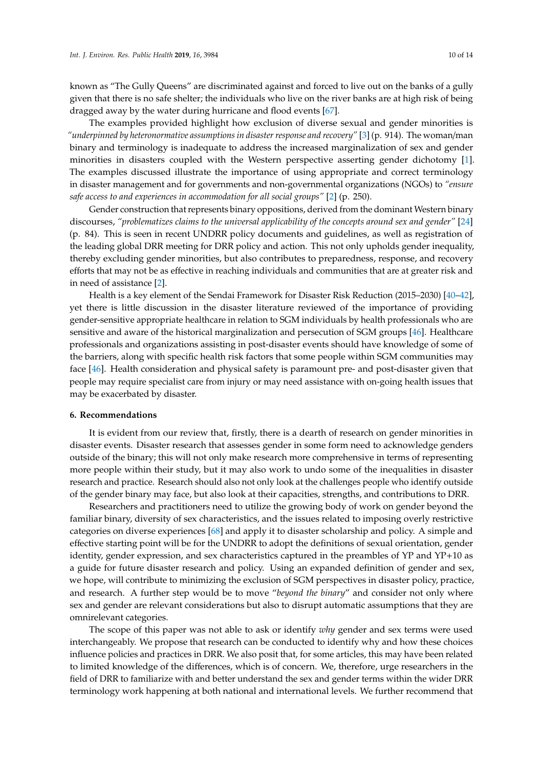known as "The Gully Queens" are discriminated against and forced to live out on the banks of a gully given that there is no safe shelter; the individuals who live on the river banks are at high risk of being dragged away by the water during hurricane and flood events [67].

The examples provided highlight how exclusion of diverse sexual and gender minorities is *"underpinned by heteronormative assumptions in disaster response and recovery"* [3] (p. 914). The woman/man binary and terminology is inadequate to address the increased marginalization of sex and gender minorities in disasters coupled with the Western perspective asserting gender dichotomy [1]. The examples discussed illustrate the importance of using appropriate and correct terminology in disaster management and for governments and non-governmental organizations (NGOs) to *"ensure safe access to and experiences in accommodation for all social groups"* [2] (p. 250).

Gender construction that represents binary oppositions, derived from the dominant Western binary discourses, *"problematizes claims to the universal applicability of the concepts around sex and gender"* [24] (p. 84). This is seen in recent UNDRR policy documents and guidelines, as well as registration of the leading global DRR meeting for DRR policy and action. This not only upholds gender inequality, thereby excluding gender minorities, but also contributes to preparedness, response, and recovery efforts that may not be as effective in reaching individuals and communities that are at greater risk and in need of assistance [2].

Health is a key element of the Sendai Framework for Disaster Risk Reduction (2015–2030) [40–42], yet there is little discussion in the disaster literature reviewed of the importance of providing gender-sensitive appropriate healthcare in relation to SGM individuals by health professionals who are sensitive and aware of the historical marginalization and persecution of SGM groups [46]. Healthcare professionals and organizations assisting in post-disaster events should have knowledge of some of the barriers, along with specific health risk factors that some people within SGM communities may face [46]. Health consideration and physical safety is paramount pre- and post-disaster given that people may require specialist care from injury or may need assistance with on-going health issues that may be exacerbated by disaster.

## 6. Recommendations

It is evident from our review that, firstly, there is a dearth of research on gender minorities in disaster events. Disaster research that assesses gender in some form need to acknowledge genders outside of the binary; this will not only make research more comprehensive in terms of representing more people within their study, but it may also work to undo some of the inequalities in disaster research and practice. Research should also not only look at the challenges people who identify outside of the gender binary may face, but also look at their capacities, strengths, and contributions to DRR.

Researchers and practitioners need to utilize the growing body of work on gender beyond the familiar binary, diversity of sex characteristics, and the issues related to imposing overly restrictive categories on diverse experiences [68] and apply it to disaster scholarship and policy. A simple and effective starting point will be for the UNDRR to adopt the definitions of sexual orientation, gender identity, gender expression, and sex characteristics captured in the preambles of YP and YP+10 as a guide for future disaster research and policy. Using an expanded definition of gender and sex, we hope, will contribute to minimizing the exclusion of SGM perspectives in disaster policy, practice, and research. A further step would be to move "*beyond the binary*" and consider not only where sex and gender are relevant considerations but also to disrupt automatic assumptions that they are omnirelevant categories.

The scope of this paper was not able to ask or identify *why* gender and sex terms were used interchangeably. We propose that research can be conducted to identify why and how these choices influence policies and practices in DRR. We also posit that, for some articles, this may have been related to limited knowledge of the differences, which is of concern. We, therefore, urge researchers in the field of DRR to familiarize with and better understand the sex and gender terms within the wider DRR terminology work happening at both national and international levels. We further recommend that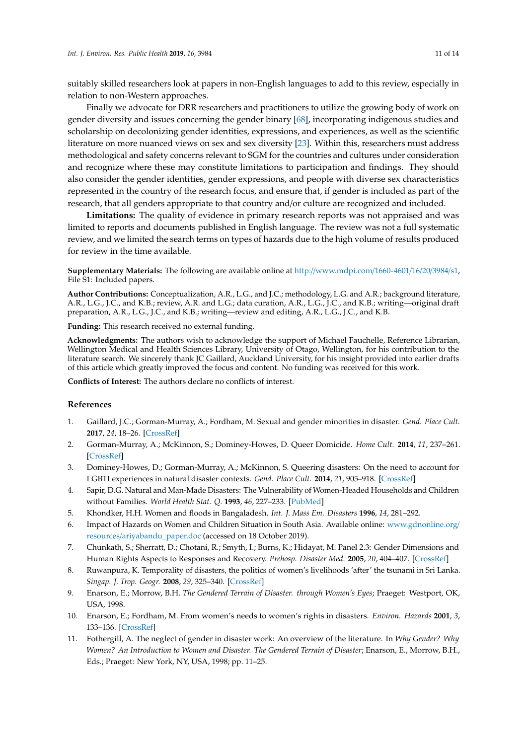suitably skilled researchers look at papers in non-English languages to add to this review, especially in relation to non-Western approaches.

Finally we advocate for DRR researchers and practitioners to utilize the growing body of work on gender diversity and issues concerning the gender binary [68], incorporating indigenous studies and scholarship on decolonizing gender identities, expressions, and experiences, as well as the scientific literature on more nuanced views on sex and sex diversity [23]. Within this, researchers must address methodological and safety concerns relevant to SGM for the countries and cultures under consideration and recognize where these may constitute limitations to participation and findings. They should also consider the gender identities, gender expressions, and people with diverse sex characteristics represented in the country of the research focus, and ensure that, if gender is included as part of the research, that all genders appropriate to that country and/or culture are recognized and included.

**Limitations:** The quality of evidence in primary research reports was not appraised and was limited to reports and documents published in English language. The review was not a full systematic review, and we limited the search terms on types of hazards due to the high volume of results produced for review in the time available.

**Supplementary Materials:** The following are available online at http://www.mdpi.com/1660-4601/16/20/3984/s1, File S1: Included papers.

**Author Contributions:** Conceptualization, A.R., L.G., and J.C.; methodology, L.G. and A.R.; background literature, A.R., L.G., J.C., and K.B.; review, A.R. and L.G.; data curation, A.R., L.G., J.C., and K.B.; writing—original draft preparation, A.R., L.G., J.C., and K.B.; writing—review and editing, A.R., L.G., J.C., and K.B.

**Funding:** This research received no external funding.

**Acknowledgments:** The authors wish to acknowledge the support of Michael Fauchelle, Reference Librarian, Wellington Medical and Health Sciences Library, University of Otago, Wellington, for his contribution to the literature search. We sincerely thank JC Gaillard, Auckland University, for his insight provided into earlier drafts of this article which greatly improved the focus and content. No funding was received for this work.

**Conflicts of Interest:** The authors declare no conflicts of interest.

## References

1. Gaillard, J.C.; Gorman-Murray, A.; Fordham, M. Sexual and gender minorities in disaster. *Gend. Place Cult.* **2017**, *24*, 18–26. [CrossRef]
2. Gorman-Murray, A.; McKinnon, S.; Dominey-Howes, D. Queer Domicide. *Home Cult.* **2014**, *11*, 237–261. [CrossRef]
3. Dominey-Howes, D.; Gorman-Murray, A.; McKinnon, S. Queering disasters: On the need to account for LGBTI experiences in natural disaster contexts. *Gend. Place Cult.* **2014**, *21*, 905–918. [CrossRef]
4. Sapir, D.G. Natural and Man-Made Disasters: The Vulnerability of Women-Headed Households and Children without Families. *World Health Stat. Q.* **1993**, *46*, 227–233. [PubMed]
5. Khondker, H.H. Women and floods in Bangaladesh. *Int. J. Mass Em. Disasters* **1996**, *14*, 281–292.
6. Impact of Hazards on Women and Children Situation in South Asia. Available online: www.gdnonline.org/resources/ariyabandu_paper.doc (accessed on 18 October 2019).
7. Chunkath, S.; Sherratt, D.; Chotani, R.; Smyth, I.; Burns, K.; Hidayat, M. Panel 2.3: Gender Dimensions and Human Rights Aspects to Responses and Recovery. *Prehosp. Disaster Med.* **2005**, *20*, 404–407. [CrossRef]
8. Ruwanpura, K. Temporality of disasters, the politics of women's livelihoods 'after' the tsunami in Sri Lanka. *Singap. J. Trop. Geogr.* **2008**, *29*, 325–340. [CrossRef]
9. Enarson, E.; Morrow, B.H. *The Gendered Terrain of Disaster. through Women's Eyes*; Praeger: Westport, OK, USA, 1998.
10. Enarson, E.; Fordham, M. From women's needs to women's rights in disasters. *Environ. Hazards* **2001**, *3*, 133–136. [CrossRef]
11. Fothergill, A. The neglect of gender in disaster work: An overview of the literature. In *Why Gender? Why Women? An Introduction to Women and Disaster. The Gendered Terrain of Disaster*; Enarson, E., Morrow, B.H., Eds.; Praeget: New York, NY, USA, 1998; pp. 11–25.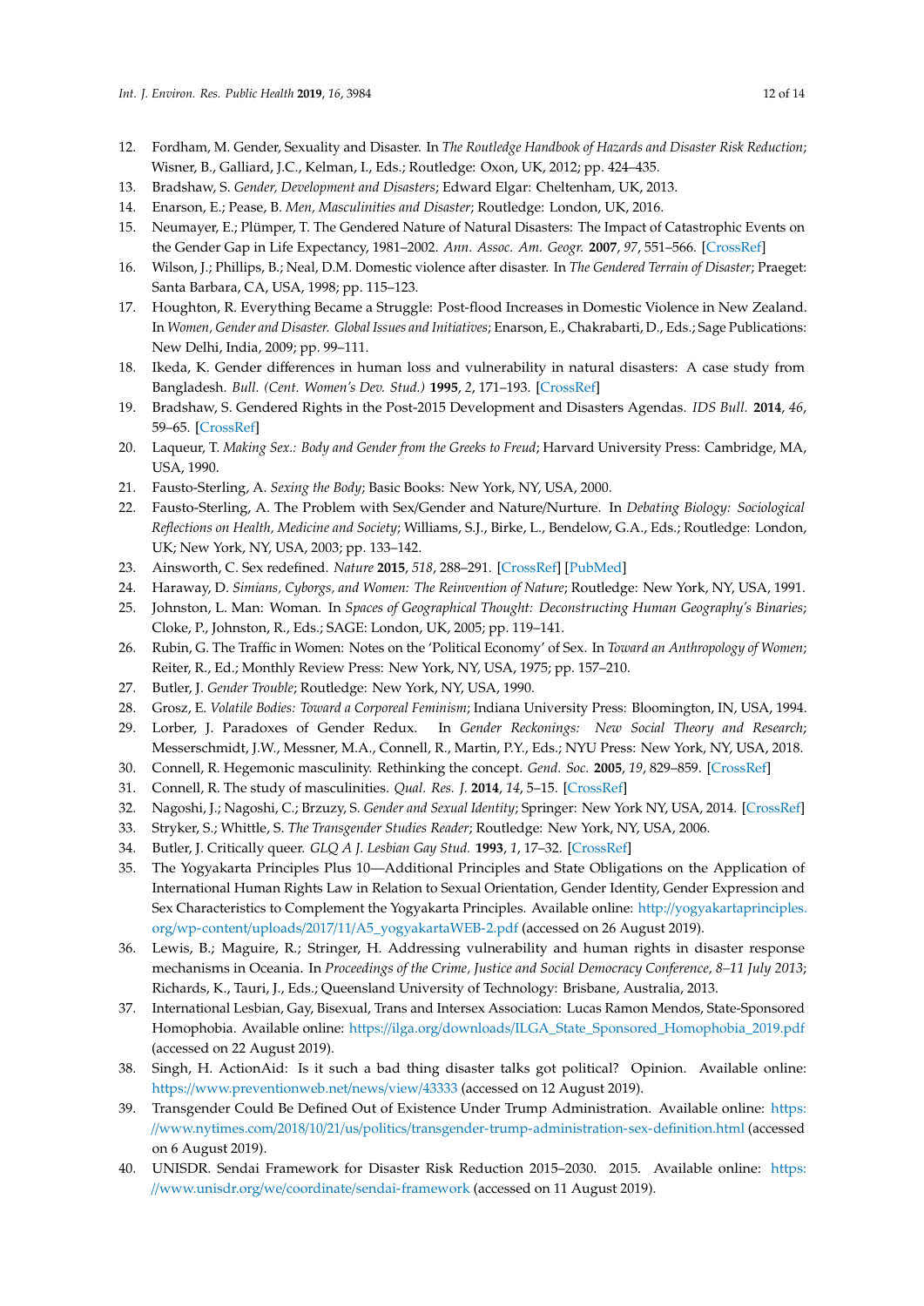12. Fordham, M. Gender, Sexuality and Disaster. In *The Routledge Handbook of Hazards and Disaster Risk Reduction*; Wisner, B., Galliard, J.C., Kelman, I., Eds.; Routledge: Oxon, UK, 2012; pp. 424–435.
13. Bradshaw, S. *Gender, Development and Disasters*; Edward Elgar: Cheltenham, UK, 2013.
14. Enarson, E.; Pease, B. *Men, Masculinities and Disaster*; Routledge: London, UK, 2016.
15. Neumayer, E.; Plümper, T. The Gendered Nature of Natural Disasters: The Impact of Catastrophic Events on the Gender Gap in Life Expectancy, 1981–2002. *Ann. Assoc. Am. Geogr.* **2007**, *97*, 551–566. [CrossRef]
16. Wilson, J.; Phillips, B.; Neal, D.M. Domestic violence after disaster. In *The Gendered Terrain of Disaster*; Praeger: Santa Barbara, CA, USA, 1998; pp. 115–123.
17. Houghton, R. Everything Became a Struggle: Post-flood Increases in Domestic Violence in New Zealand. In *Women, Gender and Disaster. Global Issues and Initiatives*; Enarson, E., Chakrabarti, D., Eds.; Sage Publications: New Delhi, India, 2009; pp. 99–111.
18. Ikeda, K. Gender differences in human loss and vulnerability in natural disasters: A case study from Bangladesh. *Bull. (Cent. Women's Dev. Stud.)* **1995**, *2*, 171–193. [CrossRef]
19. Bradshaw, S. Gendered Rights in the Post-2015 Development and Disasters Agendas. *IDS Bull.* **2014**, *46*, 59–65. [CrossRef]
20. Laqueur, T. *Making Sex.: Body and Gender from the Greeks to Freud*; Harvard University Press: Cambridge, MA, USA, 1990.
21. Fausto-Sterling, A. *Sexing the Body*; Basic Books: New York, NY, USA, 2000.
22. Fausto-Sterling, A. The Problem with Sex/Gender and Nature/Nurture. In *Debating Biology: Sociological Reflections on Health, Medicine and Society*; Williams, S.J., Birke, L., Bendelow, G.A., Eds.; Routledge: London, UK; New York, NY, USA, 2003; pp. 133–142.
23. Ainsworth, C. Sex redefined. *Nature* **2015**, *518*, 288–291. [CrossRef] [PubMed]
24. Haraway, D. *Simians, Cyborgs, and Women: The Reinvention of Nature*; Routledge: New York, NY, USA, 1991.
25. Johnston, L. Man: Woman. In *Spaces of Geographical Thought: Deconstructing Human Geography's Binaries*; Cloke, P., Johnston, R., Eds.; SAGE: London, UK, 2005; pp. 119–141.
26. Rubin, G. The Traffic in Women: Notes on the 'Political Economy' of Sex. In *Toward an Anthropology of Women*; Reiter, R., Ed.; Monthly Review Press: New York, NY, USA, 1975; pp. 157–210.
27. Butler, J. *Gender Trouble*; Routledge: New York, NY, USA, 1990.
28. Grosz, E. *Volatile Bodies: Toward a Corporeal Feminism*; Indiana University Press: Bloomington, IN, USA, 1994.
29. Lorber, J. Paradoxes of Gender Redux. In *Gender Reckonings: New Social Theory and Research*; Messerschmidt, J.W., Messner, M.A., Connell, R., Martin, P.Y., Eds.; NYU Press: New York, NY, USA, 2018.
30. Connell, R. Hegemonic masculinity. Rethinking the concept. *Gend. Soc.* **2005**, *19*, 829–859. [CrossRef]
31. Connell, R. The study of masculinities. *Qual. Res. J.* **2014**, *14*, 5–15. [CrossRef]
32. Nagoshi, J.; Nagoshi, C.; Brzuzy, S. *Gender and Sexual Identity*; Springer: New York NY, USA, 2014. [CrossRef]
33. Stryker, S.; Whittle, S. *The Transgender Studies Reader*; Routledge: New York, NY, USA, 2006.
34. Butler, J. Critically queer. *GLQ A J. Lesbian Gay Stud.* **1993**, *1*, 17–32. [CrossRef]
35. The Yogyakarta Principles Plus 10—Additional Principles and State Obligations on the Application of International Human Rights Law in Relation to Sexual Orientation, Gender Identity, Gender Expression and Sex Characteristics to Complement the Yogyakarta Principles. Available online: http://yogyakartaprinciples.org/wp-content/uploads/2017/11/A5_yogyakartaWEB-2.pdf (accessed on 26 August 2019).
36. Lewis, B.; Maguire, R.; Stringer, H. Addressing vulnerability and human rights in disaster response mechanisms in Oceania. In *Proceedings of the Crime, Justice and Social Democracy Conference, 8–11 July 2013*; Richards, K., Tauri, J., Eds.; Queensland University of Technology: Brisbane, Australia, 2013.
37. International Lesbian, Gay, Bisexual, Trans and Intersex Association: Lucas Ramon Mendos, State-Sponsored Homophobia. Available online: https://ilga.org/downloads/ILGA_State_Sponsored_Homophobia_2019.pdf (accessed on 22 August 2019).
38. Singh, H. ActionAid: Is it such a bad thing disaster talks got political? Opinion. Available online: https://www.preventionweb.net/news/view/43333 (accessed on 12 August 2019).
39. Transgender Could Be Defined Out of Existence Under Trump Administration. Available online: https://www.nytimes.com/2018/10/21/us/politics/transgender-trump-administration-sex-definition.html (accessed on 6 August 2019).
40. UNISDR. Sendai Framework for Disaster Risk Reduction 2015–2030. 2015. Available online: https://www.unisdr.org/we/coordinate/sendai-framework (accessed on 11 August 2019).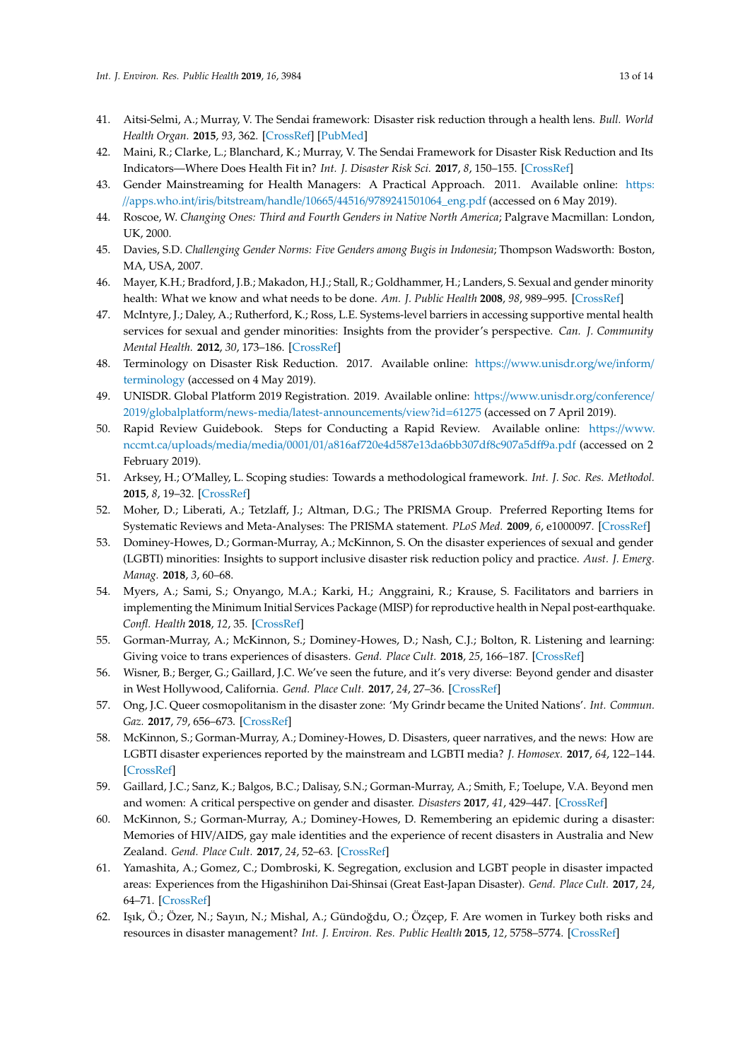41. Aitsi-Selmi, A.; Murray, V. The Sendai framework: Disaster risk reduction through a health lens. *Bull. World Health Organ.* **2015**, *93*, 362. [CrossRef] [PubMed]
42. Maini, R.; Clarke, L.; Blanchard, K.; Murray, V. The Sendai Framework for Disaster Risk Reduction and Its Indicators—Where Does Health Fit in? *Int. J. Disaster Risk Sci.* **2017**, *8*, 150–155. [CrossRef]
43. Gender Mainstreaming for Health Managers: A Practical Approach. 2011. Available online: https://apps.who.int/iris/bitstream/handle/10665/44516/9789241501064_eng.pdf (accessed on 6 May 2019).
44. Roscoe, W. *Changing Ones: Third and Fourth Genders in Native North America*; Palgrave Macmillan: London, UK, 2000.
45. Davies, S.D. *Challenging Gender Norms: Five Genders among Bugis in Indonesia*; Thompson Wadsworth: Boston, MA, USA, 2007.
46. Mayer, K.H.; Bradford, J.B.; Makadon, H.J.; Stall, R.; Goldhammer, H.; Landers, S. Sexual and gender minority health: What we know and what needs to be done. *Am. J. Public Health* **2008**, *98*, 989–995. [CrossRef]
47. McIntyre, J.; Daley, A.; Rutherford, K.; Ross, L.E. Systems-level barriers in accessing supportive mental health services for sexual and gender minorities: Insights from the provider's perspective. *Can. J. Community Mental Health.* **2012**, *30*, 173–186. [CrossRef]
48. Terminology on Disaster Risk Reduction. 2017. Available online: https://www.unisdr.org/we/inform/terminology (accessed on 4 May 2019).
49. UNISDR. Global Platform 2019 Registration. 2019. Available online: https://www.unisdr.org/conference/2019/globalplatform/news-media/latest-announcements/view?id=61275 (accessed on 7 April 2019).
50. Rapid Review Guidebook. Steps for Conducting a Rapid Review. Available online: https://www.nccmt.ca/uploads/media/media/0001/01/a816af720e4d587e13da6bb307df8c907a5dff9a.pdf (accessed on 2 February 2019).
51. Arksey, H.; O'Malley, L. Scoping studies: Towards a methodological framework. *Int. J. Soc. Res. Methodol.* **2015**, *8*, 19–32. [CrossRef]
52. Moher, D.; Liberati, A.; Tetzlaff, J.; Altman, D.G.; The PRISMA Group. Preferred Reporting Items for Systematic Reviews and Meta-Analyses: The PRISMA statement. *PLoS Med.* **2009**, *6*, e1000097. [CrossRef]
53. Dominey-Howes, D.; Gorman-Murray, A.; McKinnon, S. On the disaster experiences of sexual and gender (LGBTI) minorities: Insights to support inclusive disaster risk reduction policy and practice. *Aust. J. Emerg. Manag.* **2018**, *3*, 60–68.
54. Myers, A.; Sami, S.; Onyango, M.A.; Karki, H.; Anggraini, R.; Krause, S. Facilitators and barriers in implementing the Minimum Initial Services Package (MISP) for reproductive health in Nepal post-earthquake. *Confl. Health* **2018**, *12*, 35. [CrossRef]
55. Gorman-Murray, A.; McKinnon, S.; Dominey-Howes, D.; Nash, C.J.; Bolton, R. Listening and learning: Giving voice to trans experiences of disasters. *Gend. Place Cult.* **2018**, *25*, 166–187. [CrossRef]
56. Wisner, B.; Berger, G.; Gaillard, J.C. We've seen the future, and it's very diverse: Beyond gender and disaster in West Hollywood, California. *Gend. Place Cult.* **2017**, *24*, 27–36. [CrossRef]
57. Ong, J.C. Queer cosmopolitanism in the disaster zone: 'My Grindr became the United Nations'. *Int. Commun. Gaz.* **2017**, *79*, 656–673. [CrossRef]
58. McKinnon, S.; Gorman-Murray, A.; Dominey-Howes, D. Disasters, queer narratives, and the news: How are LGBTI disaster experiences reported by the mainstream and LGBTI media? *J. Homosex.* **2017**, *64*, 122–144. [CrossRef]
59. Gaillard, J.C.; Sanz, K.; Balgos, B.C.; Dalisay, S.N.; Gorman-Murray, A.; Smith, F.; Toelupe, V.A. Beyond men and women: A critical perspective on gender and disaster. *Disasters* **2017**, *41*, 429–447. [CrossRef]
60. McKinnon, S.; Gorman-Murray, A.; Dominey-Howes, D. Remembering an epidemic during a disaster: Memories of HIV/AIDS, gay male identities and the experience of recent disasters in Australia and New Zealand. *Gend. Place Cult.* **2017**, *24*, 52–63. [CrossRef]
61. Yamashita, A.; Gomez, C.; Dombroski, K. Segregation, exclusion and LGBT people in disaster impacted areas: Experiences from the Higashinihon Dai-Shinsai (Great East-Japan Disaster). *Gend. Place Cult.* **2017**, *24*, 64–71. [CrossRef]
62. Işık, Ö.; Özer, N.; Sayın, N.; Mishal, A.; Gündoğdu, O.; Özçep, F. Are women in Turkey both risks and resources in disaster management? *Int. J. Environ. Res. Public Health* **2015**, *12*, 5758–5774. [CrossRef]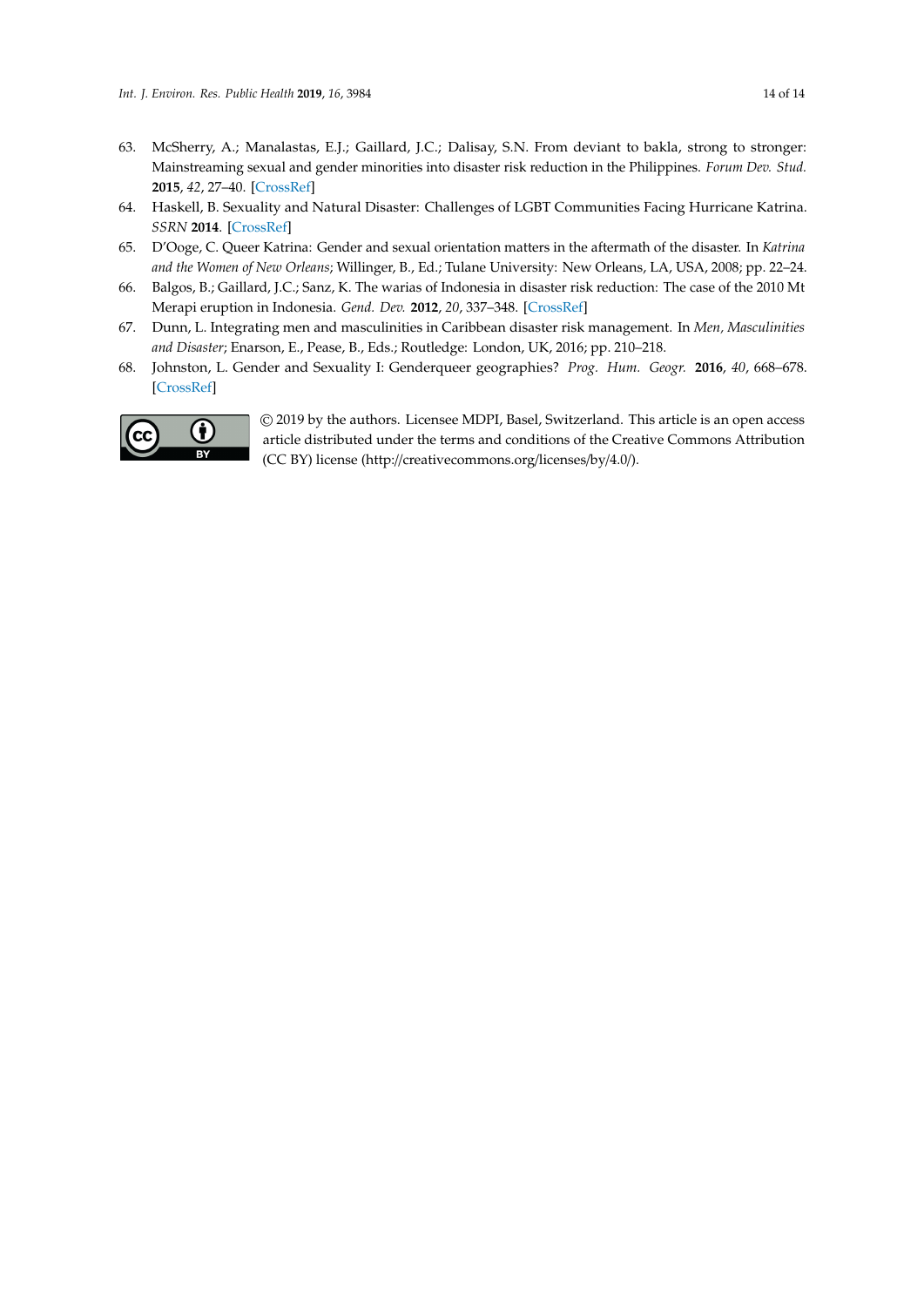63. McSherry, A.; Manalastas, E.J.; Gaillard, J.C.; Dalisay, S.N. From deviant to bakla, strong to stronger: Mainstreaming sexual and gender minorities into disaster risk reduction in the Philippines. *Forum Dev. Stud.* **2015**, *42*, 27–40. [CrossRef]
64. Haskell, B. Sexuality and Natural Disaster: Challenges of LGBT Communities Facing Hurricane Katrina. *SSRN* **2014**. [CrossRef]
65. D'Ooge, C. Queer Katrina: Gender and sexual orientation matters in the aftermath of the disaster. In *Katrina and the Women of New Orleans*; Willinger, B., Ed.; Tulane University: New Orleans, LA, USA, 2008; pp. 22–24.
66. Balgos, B.; Gaillard, J.C.; Sanz, K. The warias of Indonesia in disaster risk reduction: The case of the 2010 Mt Merapi eruption in Indonesia. *Gend. Dev.* **2012**, *20*, 337–348. [CrossRef]
67. Dunn, L. Integrating men and masculinities in Caribbean disaster risk management. In *Men, Masculinities and Disaster*; Enarson, E., Pease, B., Eds.; Routledge: London, UK, 2016; pp. 210–218.
68. Johnston, L. Gender and Sexuality I: Genderqueer geographies? *Prog. Hum. Geogr.* **2016**, *40*, 668–678. [CrossRef]

© 2019 by the authors. Licensee MDPI, Basel, Switzerland. This article is an open access article distributed under the terms and conditions of the Creative Commons Attribution (CC BY) license (http://creativecommons.org/licenses/by/4.0/).